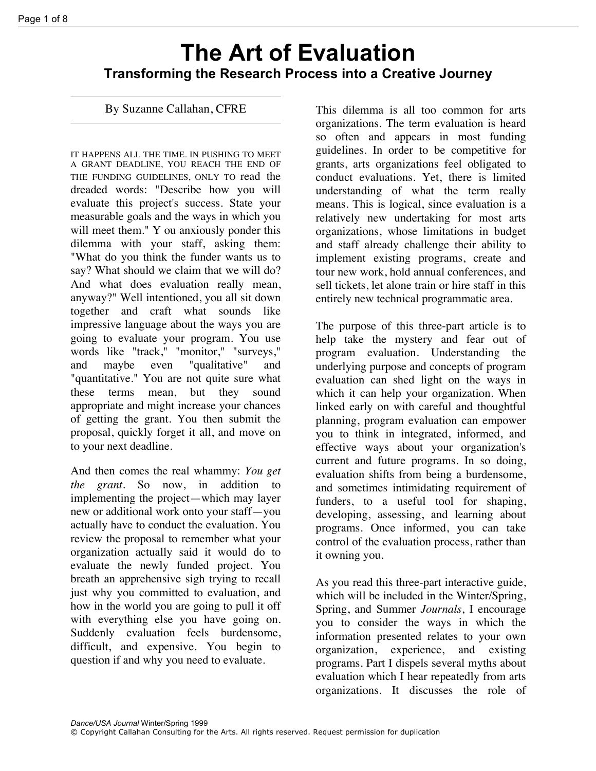# The Art of Evaluation

## Transforming the Research Process into a Creative Journey

By Suzanne Callahan, CFRE

IT HAPPENS ALL THE TIME. IN PUSHING TO MEET A GRANT DEADLINE, YOU REACH THE END OF THE FUNDING GUIDELINES, ONLY TO read the dreaded words: "Describe how you will evaluate this project's success. State your measurable goals and the ways in which you will meet them." Y ou anxiously ponder this dilemma with your staff, asking them: "What do you think the funder wants us to say? What should we claim that we will do? And what does evaluation really mean, anyway?" Well intentioned, you all sit down together and craft what sounds like impressive language about the ways you are going to evaluate your program. You use words like "track," "monitor," "surveys," and maybe even "qualitative" and "quantitative." You are not quite sure what these terms mean, but they sound appropriate and might increase your chances of getting the grant. You then submit the proposal, quickly forget it all, and move on to your next deadline.

And then comes the real whammy: *You get the grant*. So now, in addition to implementing the project—which may layer new or additional work onto your staff—you actually have to conduct the evaluation. You review the proposal to remember what your organization actually said it would do to evaluate the newly funded project. You breath an apprehensive sigh trying to recall just why you committed to evaluation, and how in the world you are going to pull it off with everything else you have going on. Suddenly evaluation feels burdensome, difficult, and expensive. You begin to question if and why you need to evaluate.

This dilemma is all too common for arts organizations. The term evaluation is heard so often and appears in most funding guidelines. In order to be competitive for grants, arts organizations feel obligated to conduct evaluations. Yet, there is limited understanding of what the term really means. This is logical, since evaluation is a relatively new undertaking for most arts organizations, whose limitations in budget and staff already challenge their ability to implement existing programs, create and tour new work, hold annual conferences, and sell tickets, let alone train or hire staff in this entirely new technical programmatic area.

The purpose of this three-part article is to help take the mystery and fear out of program evaluation. Understanding the underlying purpose and concepts of program evaluation can shed light on the ways in which it can help your organization. When linked early on with careful and thoughtful planning, program evaluation can empower you to think in integrated, informed, and effective ways about your organization's current and future programs. In so doing, evaluation shifts from being a burdensome, and sometimes intimidating requirement of funders, to a useful tool for shaping, developing, assessing, and learning about programs. Once informed, you can take control of the evaluation process, rather than it owning you.

As you read this three-part interactive guide, which will be included in the Winter/Spring, Spring, and Summer *Journals*, I encourage you to consider the ways in which the information presented relates to your own organization, experience, and existing programs. Part I dispels several myths about evaluation which I hear repeatedly from arts organizations. It discusses the role of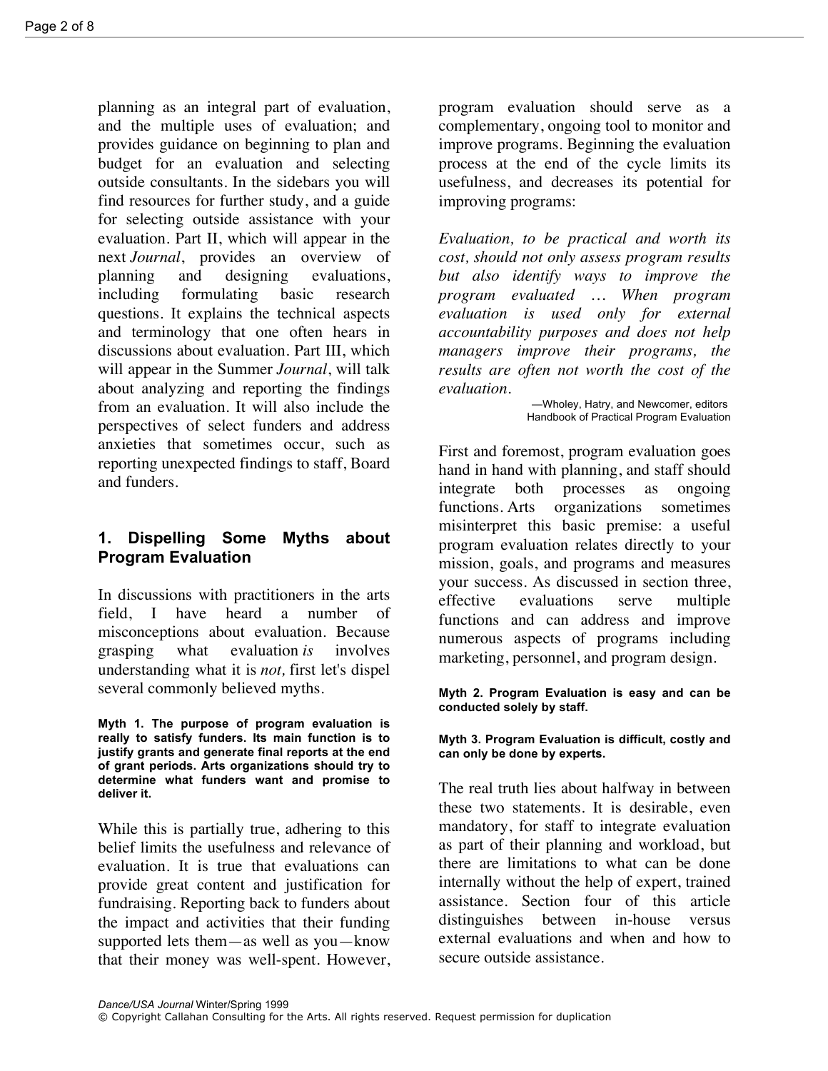planning as an integral part of evaluation, and the multiple uses of evaluation; and provides guidance on beginning to plan and budget for an evaluation and selecting outside consultants. In the sidebars you will find resources for further study, and a guide for selecting outside assistance with your evaluation. Part II, which will appear in the next *Journal*, provides an overview of planning and designing evaluations, including formulating basic research questions. It explains the technical aspects and terminology that one often hears in discussions about evaluation. Part III, which will appear in the Summer *Journal*, will talk about analyzing and reporting the findings from an evaluation. It will also include the perspectives of select funders and address anxieties that sometimes occur, such as reporting unexpected findings to staff, Board and funders.

## 1. Dispelling Some Myths about Program Evaluation

In discussions with practitioners in the arts field, I have heard a number of misconceptions about evaluation. Because grasping what evaluation *is* involves understanding what it is *not,* first let's dispel several commonly believed myths.

**Myth 1. The purpose of program evaluation is really to satisfy funders. Its main function is to justify grants and generate final reports at the end of grant periods. Arts organizations should try to determine what funders want and promise to deliver it.**

While this is partially true, adhering to this belief limits the usefulness and relevance of evaluation. It is true that evaluations can provide great content and justification for fundraising. Reporting back to funders about the impact and activities that their funding supported lets them—as well as you—know that their money was well-spent. However, program evaluation should serve as a complementary, ongoing tool to monitor and improve programs. Beginning the evaluation process at the end of the cycle limits its usefulness, and decreases its potential for improving programs:

*Evaluation, to be practical and worth its cost, should not only assess program results but also identify ways to improve the program evaluated … When program evaluation is used only for external accountability purposes and does not help managers improve their programs, the results are often not worth the cost of the evaluation.*

—Wholey, Hatry, and Newcomer, editors
Handbook of Practical Program Evaluation

First and foremost, program evaluation goes hand in hand with planning, and staff should integrate both processes as ongoing functions. Arts organizations sometimes misinterpret this basic premise: a useful program evaluation relates directly to your mission, goals, and programs and measures your success. As discussed in section three, effective evaluations serve multiple functions and can address and improve numerous aspects of programs including marketing, personnel, and program design.

**Myth 2. Program Evaluation is easy and can be conducted solely by staff.**

**Myth 3. Program Evaluation is difficult, costly and can only be done by experts.**

The real truth lies about halfway in between these two statements. It is desirable, even mandatory, for staff to integrate evaluation as part of their planning and workload, but there are limitations to what can be done internally without the help of expert, trained assistance. Section four of this article distinguishes between in-house versus external evaluations and when and how to secure outside assistance.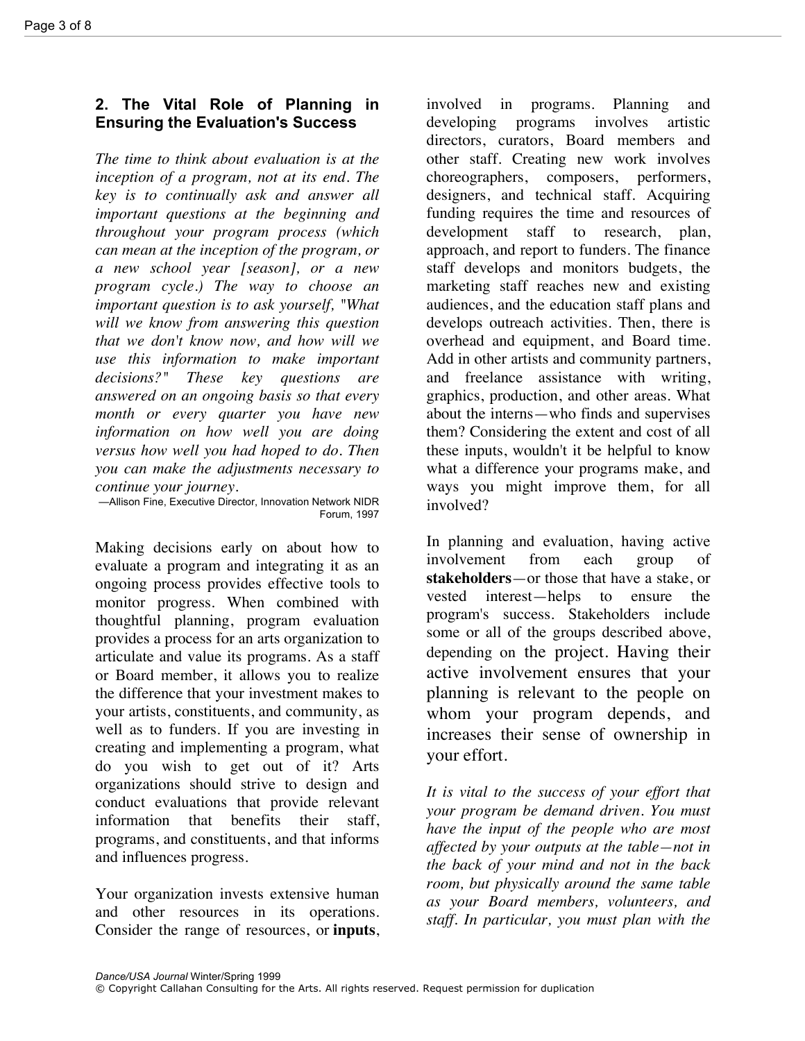## 2. The Vital Role of Planning in Ensuring the Evaluation's Success

*The time to think about evaluation is at the inception of a program, not at its end. The key is to continually ask and answer all important questions at the beginning and throughout your program process (which can mean at the inception of the program, or a new school year [season], or a new program cycle.) The way to choose an important question is to ask yourself, "What will we know from answering this question that we don't know now, and how will we use this information to make important decisions?" These key questions are answered on an ongoing basis so that every month or every quarter you have new information on how well you are doing versus how well you had hoped to do. Then you can make the adjustments necessary to continue your journey.*

—Allison Fine, Executive Director, Innovation Network NIDR Forum, 1997

Making decisions early on about how to evaluate a program and integrating it as an ongoing process provides effective tools to monitor progress. When combined with thoughtful planning, program evaluation provides a process for an arts organization to articulate and value its programs. As a staff or Board member, it allows you to realize the difference that your investment makes to your artists, constituents, and community, as well as to funders. If you are investing in creating and implementing a program, what do you wish to get out of it? Arts organizations should strive to design and conduct evaluations that provide relevant information that benefits their staff, programs, and constituents, and that informs and influences progress.

Your organization invests extensive human and other resources in its operations. Consider the range of resources, or **inputs**, involved in programs. Planning and developing programs involves artistic directors, curators, Board members and other staff. Creating new work involves choreographers, composers, performers, designers, and technical staff. Acquiring funding requires the time and resources of development staff to research, plan, approach, and report to funders. The finance staff develops and monitors budgets, the marketing staff reaches new and existing audiences, and the education staff plans and develops outreach activities. Then, there is overhead and equipment, and Board time. Add in other artists and community partners, and freelance assistance with writing, graphics, production, and other areas. What about the interns—who finds and supervises them? Considering the extent and cost of all these inputs, wouldn't it be helpful to know what a difference your programs make, and ways you might improve them, for all involved?

In planning and evaluation, having active involvement from each group of **stakeholders**—or those that have a stake, or vested interest—helps to ensure the program's success. Stakeholders include some or all of the groups described above, depending on the project. Having their active involvement ensures that your planning is relevant to the people on whom your program depends, and increases their sense of ownership in your effort.

*It is vital to the success of your effort that your program be demand driven. You must have the input of the people who are most affected by your outputs at the table—not in the back of your mind and not in the back room, but physically around the same table as your Board members, volunteers, and staff. In particular, you must plan with the*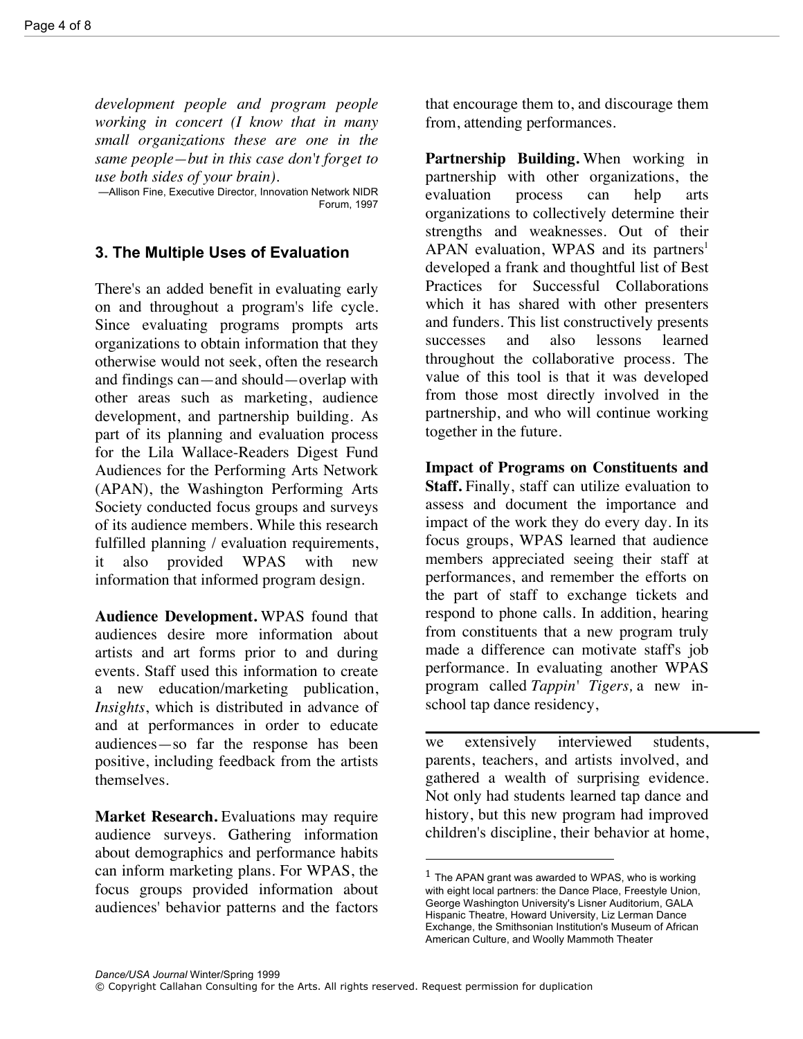*development people and program people working in concert (I know that in many small organizations these are one in the same people—but in this case don't forget to use both sides of your brain).*

—Allison Fine, Executive Director, Innovation Network NIDR Forum, 1997

### 3. The Multiple Uses of Evaluation

There's an added benefit in evaluating early on and throughout a program's life cycle. Since evaluating programs prompts arts organizations to obtain information that they otherwise would not seek, often the research and findings can—and should—overlap with other areas such as marketing, audience development, and partnership building. As part of its planning and evaluation process for the Lila Wallace-Readers Digest Fund Audiences for the Performing Arts Network (APAN), the Washington Performing Arts Society conducted focus groups and surveys of its audience members. While this research fulfilled planning / evaluation requirements, it also provided WPAS with new information that informed program design.

**Audience Development.** WPAS found that audiences desire more information about artists and art forms prior to and during events. Staff used this information to create a new education/marketing publication, *Insights*, which is distributed in advance of and at performances in order to educate audiences—so far the response has been positive, including feedback from the artists themselves.

**Market Research.** Evaluations may require audience surveys. Gathering information about demographics and performance habits can inform marketing plans. For WPAS, the focus groups provided information about audiences' behavior patterns and the factors that encourage them to, and discourage them from, attending performances.

**Partnership Building.** When working in partnership with other organizations, the evaluation process can help arts organizations to collectively determine their strengths and weaknesses. Out of their APAN evaluation, WPAS and its partners[1] developed a frank and thoughtful list of Best Practices for Successful Collaborations which it has shared with other presenters and funders. This list constructively presents successes and also lessons learned throughout the collaborative process. The value of this tool is that it was developed from those most directly involved in the partnership, and who will continue working together in the future.

**Impact of Programs on Constituents and Staff.** Finally, staff can utilize evaluation to assess and document the importance and impact of the work they do every day. In its focus groups, WPAS learned that audience members appreciated seeing their staff at performances, and remember the efforts on the part of staff to exchange tickets and respond to phone calls. In addition, hearing from constituents that a new program truly made a difference can motivate staff's job performance. In evaluating another WPAS program called *Tappin' Tigers,* a new in-school tap dance residency, we extensively interviewed students, parents, teachers, and artists involved, and gathered a wealth of surprising evidence. Not only had students learned tap dance and history, but this new program had improved children's discipline, their behavior at home,

---

[1] The APAN grant was awarded to WPAS, who is working with eight local partners: the Dance Place, Freestyle Union, George Washington University's Lisner Auditorium, GALA Hispanic Theatre, Howard University, Liz Lerman Dance Exchange, the Smithsonian Institution's Museum of African American Culture, and Woolly Mammoth Theater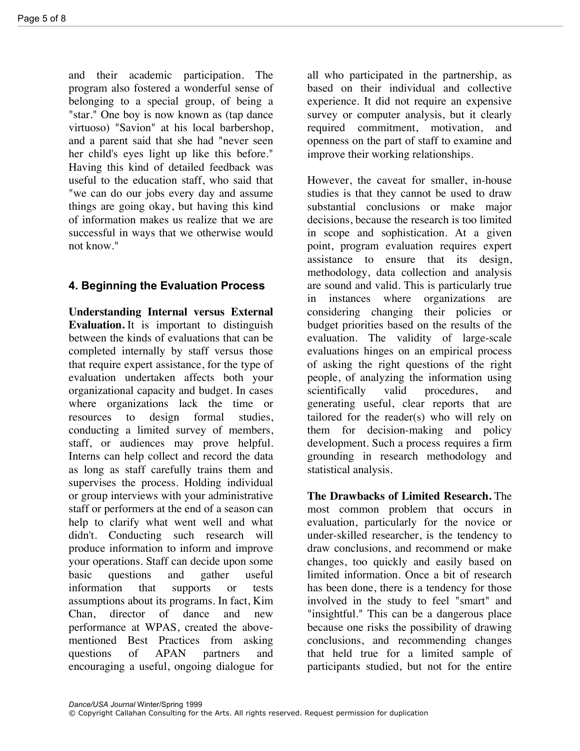and their academic participation. The program also fostered a wonderful sense of belonging to a special group, of being a "star." One boy is now known as (tap dance virtuoso) "Savion" at his local barbershop, and a parent said that she had "never seen her child's eyes light up like this before." Having this kind of detailed feedback was useful to the education staff, who said that "we can do our jobs every day and assume things are going okay, but having this kind of information makes us realize that we are successful in ways that we otherwise would not know."

## 4. Beginning the Evaluation Process

**Understanding Internal versus External Evaluation.** It is important to distinguish between the kinds of evaluations that can be completed internally by staff versus those that require expert assistance, for the type of evaluation undertaken affects both your organizational capacity and budget. In cases where organizations lack the time or resources to design formal studies, conducting a limited survey of members, staff, or audiences may prove helpful. Interns can help collect and record the data as long as staff carefully trains them and supervises the process. Holding individual or group interviews with your administrative staff or performers at the end of a season can help to clarify what went well and what didn't. Conducting such research will produce information to inform and improve your operations. Staff can decide upon some basic questions and gather useful information that supports or tests assumptions about its programs. In fact, Kim Chan, director of dance and new performance at WPAS, created the above-mentioned Best Practices from asking questions of APAN partners and encouraging a useful, ongoing dialogue for all who participated in the partnership, as based on their individual and collective experience. It did not require an expensive survey or computer analysis, but it clearly required commitment, motivation, and openness on the part of staff to examine and improve their working relationships.

However, the caveat for smaller, in-house studies is that they cannot be used to draw substantial conclusions or make major decisions, because the research is too limited in scope and sophistication. At a given point, program evaluation requires expert assistance to ensure that its design, methodology, data collection and analysis are sound and valid. This is particularly true in instances where organizations are considering changing their policies or budget priorities based on the results of the evaluation. The validity of large-scale evaluations hinges on an empirical process of asking the right questions of the right people, of analyzing the information using scientifically valid procedures, and generating useful, clear reports that are tailored for the reader(s) who will rely on them for decision-making and policy development. Such a process requires a firm grounding in research methodology and statistical analysis.

**The Drawbacks of Limited Research.** The most common problem that occurs in evaluation, particularly for the novice or under-skilled researcher, is the tendency to draw conclusions, and recommend or make changes, too quickly and easily based on limited information. Once a bit of research has been done, there is a tendency for those involved in the study to feel "smart" and "insightful." This can be a dangerous place because one risks the possibility of drawing conclusions, and recommending changes that held true for a limited sample of participants studied, but not for the entire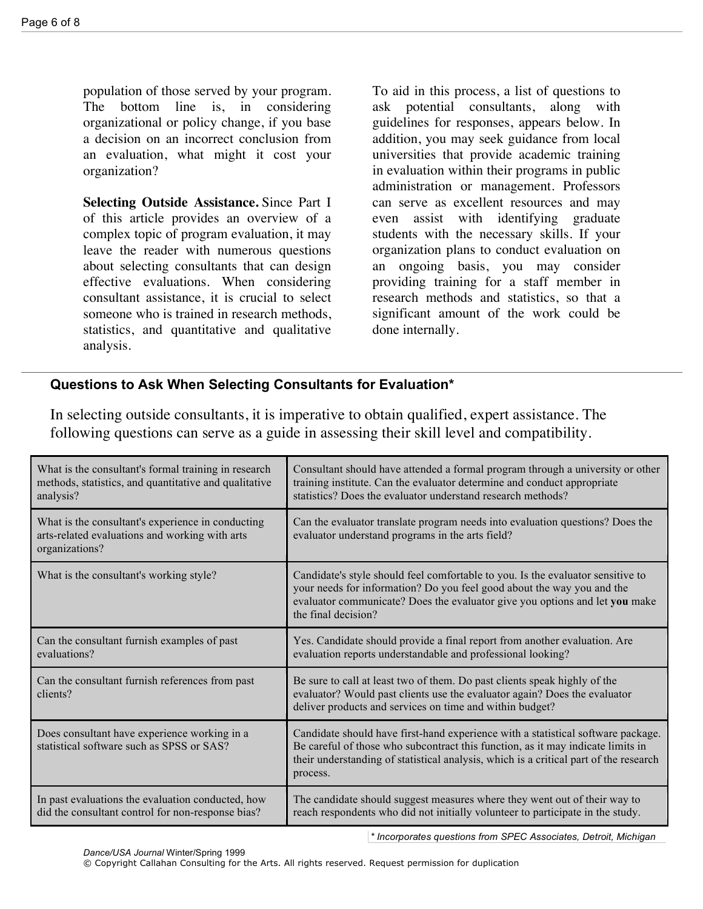population of those served by your program. The bottom line is, in considering organizational or policy change, if you base a decision on an incorrect conclusion from an evaluation, what might it cost your organization?

**Selecting Outside Assistance.** Since Part I of this article provides an overview of a complex topic of program evaluation, it may leave the reader with numerous questions about selecting consultants that can design effective evaluations. When considering consultant assistance, it is crucial to select someone who is trained in research methods, statistics, and quantitative and qualitative analysis.

To aid in this process, a list of questions to ask potential consultants, along with guidelines for responses, appears below. In addition, you may seek guidance from local universities that provide academic training in evaluation within their programs in public administration or management. Professors can serve as excellent resources and may even assist with identifying graduate students with the necessary skills. If your organization plans to conduct evaluation on an ongoing basis, you may consider providing training for a staff member in research methods and statistics, so that a significant amount of the work could be done internally.

### Questions to Ask When Selecting Consultants for Evaluation*

In selecting outside consultants, it is imperative to obtain qualified, expert assistance. The following questions can serve as a guide in assessing their skill level and compatibility.

| Question | Guideline |
|---|---|
| What is the consultant's formal training in research methods, statistics, and quantitative and qualitative analysis? | Consultant should have attended a formal program through a university or other training institute. Can the evaluator determine and conduct appropriate statistics? Does the evaluator understand research methods? |
| What is the consultant's experience in conducting arts-related evaluations and working with arts organizations? | Can the evaluator translate program needs into evaluation questions? Does the evaluator understand programs in the arts field? |
| What is the consultant's working style? | Candidate's style should feel comfortable to you. Is the evaluator sensitive to your needs for information? Do you feel good about the way you and the evaluator communicate? Does the evaluator give you options and let **you** make the final decision? |
| Can the consultant furnish examples of past evaluations? | Yes. Candidate should provide a final report from another evaluation. Are evaluation reports understandable and professional looking? |
| Can the consultant furnish references from past clients? | Be sure to call at least two of them. Do past clients speak highly of the evaluator? Would past clients use the evaluator again? Does the evaluator deliver products and services on time and within budget? |
| Does consultant have experience working in a statistical software such as SPSS or SAS? | Candidate should have first-hand experience with a statistical software package. Be careful of those who subcontract this function, as it may indicate limits in their understanding of statistical analysis, which is a critical part of the research process. |
| In past evaluations the evaluation conducted, how did the consultant control for non-response bias? | The candidate should suggest measures where they went out of their way to reach respondents who did not initially volunteer to participate in the study. |

*\* Incorporates questions from SPEC Associates, Detroit, Michigan*

*Dance/USA Journal* Winter/Spring 1999
© Copyright Callahan Consulting for the Arts. All rights reserved. Request permission for duplication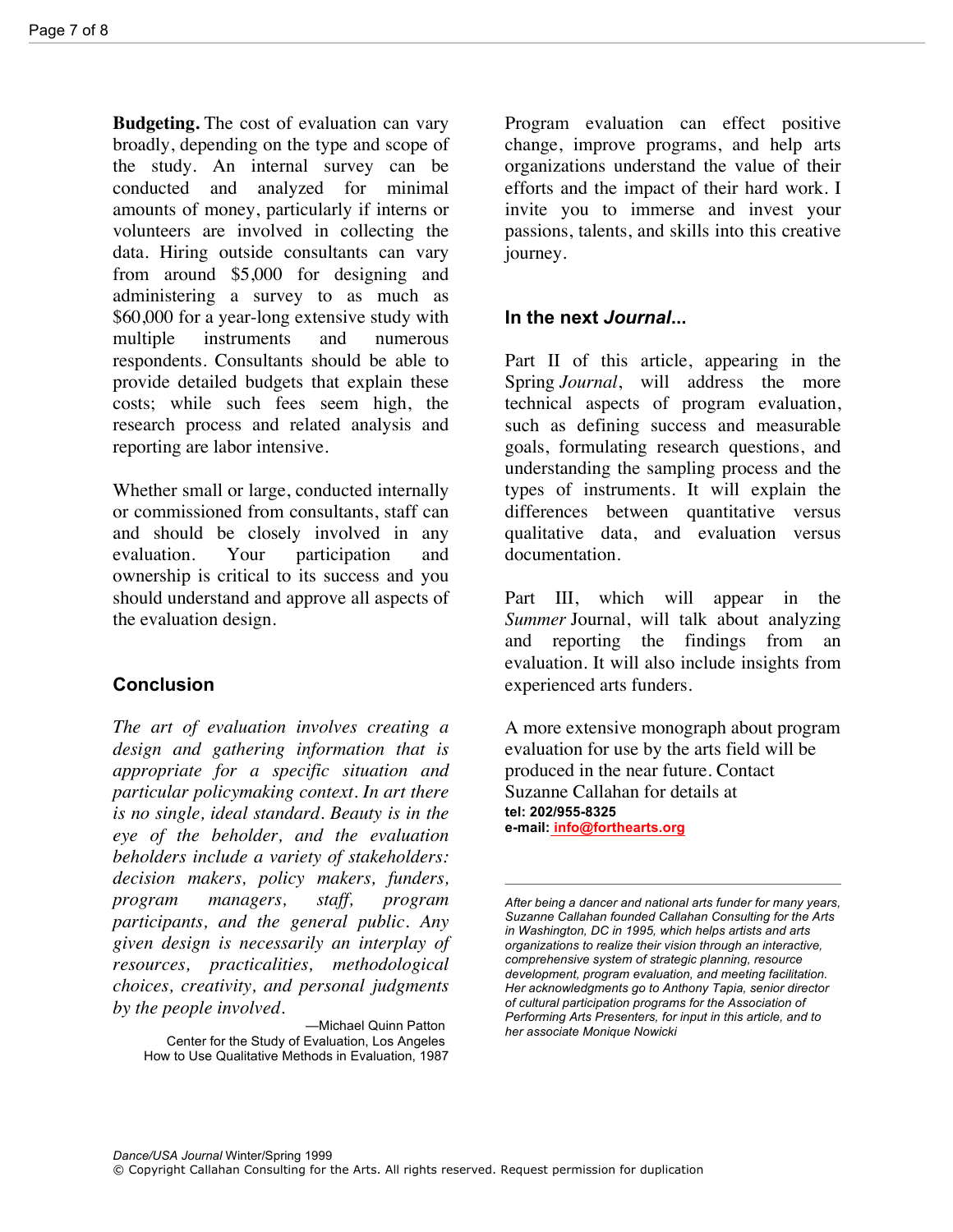**Budgeting.** The cost of evaluation can vary broadly, depending on the type and scope of the study. An internal survey can be conducted and analyzed for minimal amounts of money, particularly if interns or volunteers are involved in collecting the data. Hiring outside consultants can vary from around $5,000 for designing and administering a survey to as much as $60,000 for a year-long extensive study with multiple instruments and numerous respondents. Consultants should be able to provide detailed budgets that explain these costs; while such fees seem high, the research process and related analysis and reporting are labor intensive.

Whether small or large, conducted internally or commissioned from consultants, staff can and should be closely involved in any evaluation. Your participation and ownership is critical to its success and you should understand and approve all aspects of the evaluation design.

## Conclusion

*The art of evaluation involves creating a design and gathering information that is appropriate for a specific situation and particular policymaking context. In art there is no single, ideal standard. Beauty is in the eye of the beholder, and the evaluation beholders include a variety of stakeholders: decision makers, policy makers, funders, program managers, staff, program participants, and the general public. Any given design is necessarily an interplay of resources, practicalities, methodological choices, creativity, and personal judgments by the people involved.*

—Michael Quinn Patton
Center for the Study of Evaluation, Los Angeles
How to Use Qualitative Methods in Evaluation, 1987

Program evaluation can effect positive change, improve programs, and help arts organizations understand the value of their efforts and the impact of their hard work. I invite you to immerse and invest your passions, talents, and skills into this creative journey.

## In the next *Journal*...

Part II of this article, appearing in the Spring *Journal*, will address the more technical aspects of program evaluation, such as defining success and measurable goals, formulating research questions, and understanding the sampling process and the types of instruments. It will explain the differences between quantitative versus qualitative data, and evaluation versus documentation.

Part III, which will appear in the *Summer* Journal, will talk about analyzing and reporting the findings from an evaluation. It will also include insights from experienced arts funders.

A more extensive monograph about program evaluation for use by the arts field will be produced in the near future. Contact Suzanne Callahan for details at
**tel: 202/955-8325**
**e-mail:** info@forthearts.org

---

*After being a dancer and national arts funder for many years, Suzanne Callahan founded Callahan Consulting for the Arts in Washington, DC in 1995, which helps artists and arts organizations to realize their vision through an interactive, comprehensive system of strategic planning, resource development, program evaluation, and meeting facilitation. Her acknowledgments go to Anthony Tapia, senior director of cultural participation programs for the Association of Performing Arts Presenters, for input in this article, and to her associate Monique Nowicki*

*Dance/USA Journal* Winter/Spring 1999
© Copyright Callahan Consulting for the Arts. All rights reserved. Request permission for duplication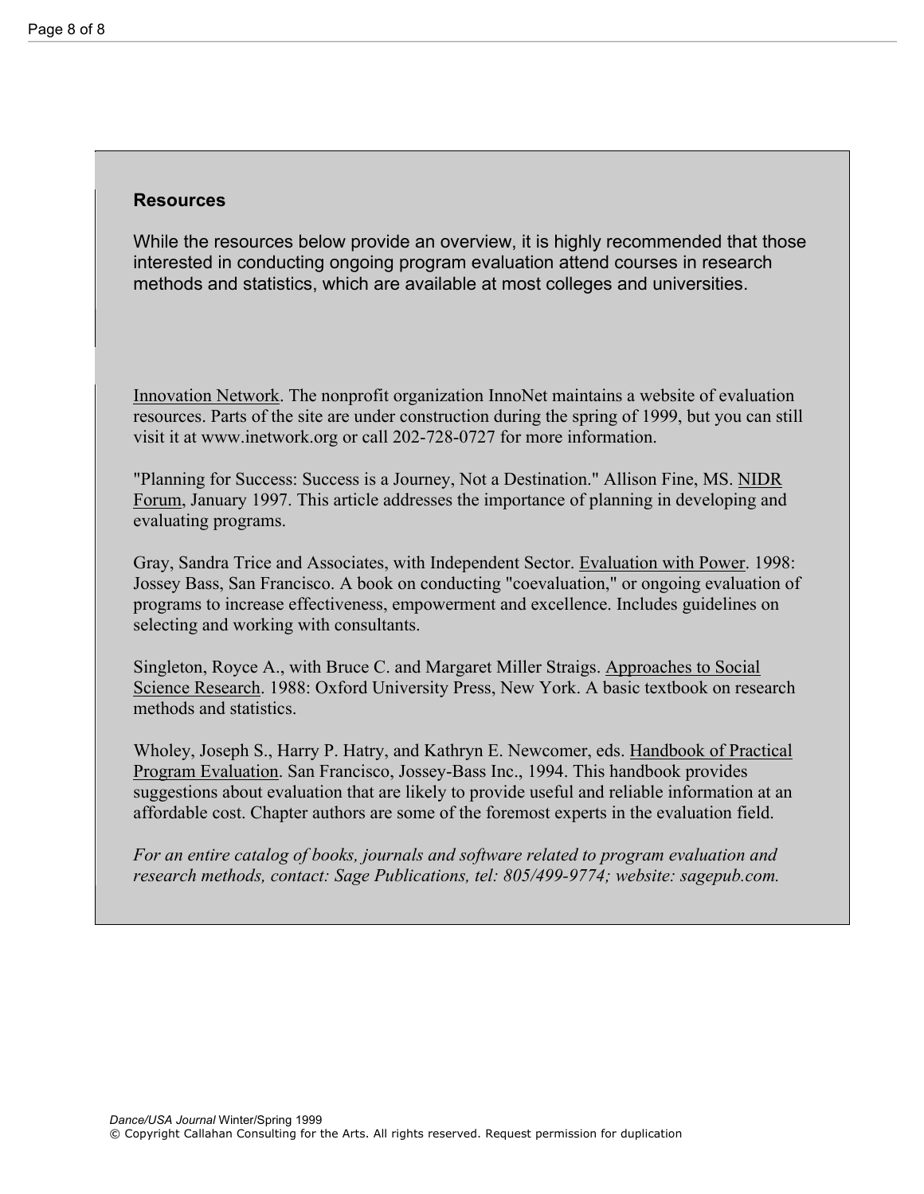## Resources

While the resources below provide an overview, it is highly recommended that those interested in conducting ongoing program evaluation attend courses in research methods and statistics, which are available at most colleges and universities.

Innovation Network. The nonprofit organization InnoNet maintains a website of evaluation resources. Parts of the site are under construction during the spring of 1999, but you can still visit it at www.inetwork.org or call 202-728-0727 for more information.

"Planning for Success: Success is a Journey, Not a Destination." Allison Fine, MS. NIDR Forum, January 1997. This article addresses the importance of planning in developing and evaluating programs.

Gray, Sandra Trice and Associates, with Independent Sector. Evaluation with Power. 1998: Jossey Bass, San Francisco. A book on conducting "coevaluation," or ongoing evaluation of programs to increase effectiveness, empowerment and excellence. Includes guidelines on selecting and working with consultants.

Singleton, Royce A., with Bruce C. and Margaret Miller Straigs. Approaches to Social Science Research. 1988: Oxford University Press, New York. A basic textbook on research methods and statistics.

Wholey, Joseph S., Harry P. Hatry, and Kathryn E. Newcomer, eds. Handbook of Practical Program Evaluation. San Francisco, Jossey-Bass Inc., 1994. This handbook provides suggestions about evaluation that are likely to provide useful and reliable information at an affordable cost. Chapter authors are some of the foremost experts in the evaluation field.

*For an entire catalog of books, journals and software related to program evaluation and research methods, contact: Sage Publications, tel: 805/499-9774; website: sagepub.com.*

*Dance/USA Journal* Winter/Spring 1999
© Copyright Callahan Consulting for the Arts. All rights reserved. Request permission for duplication